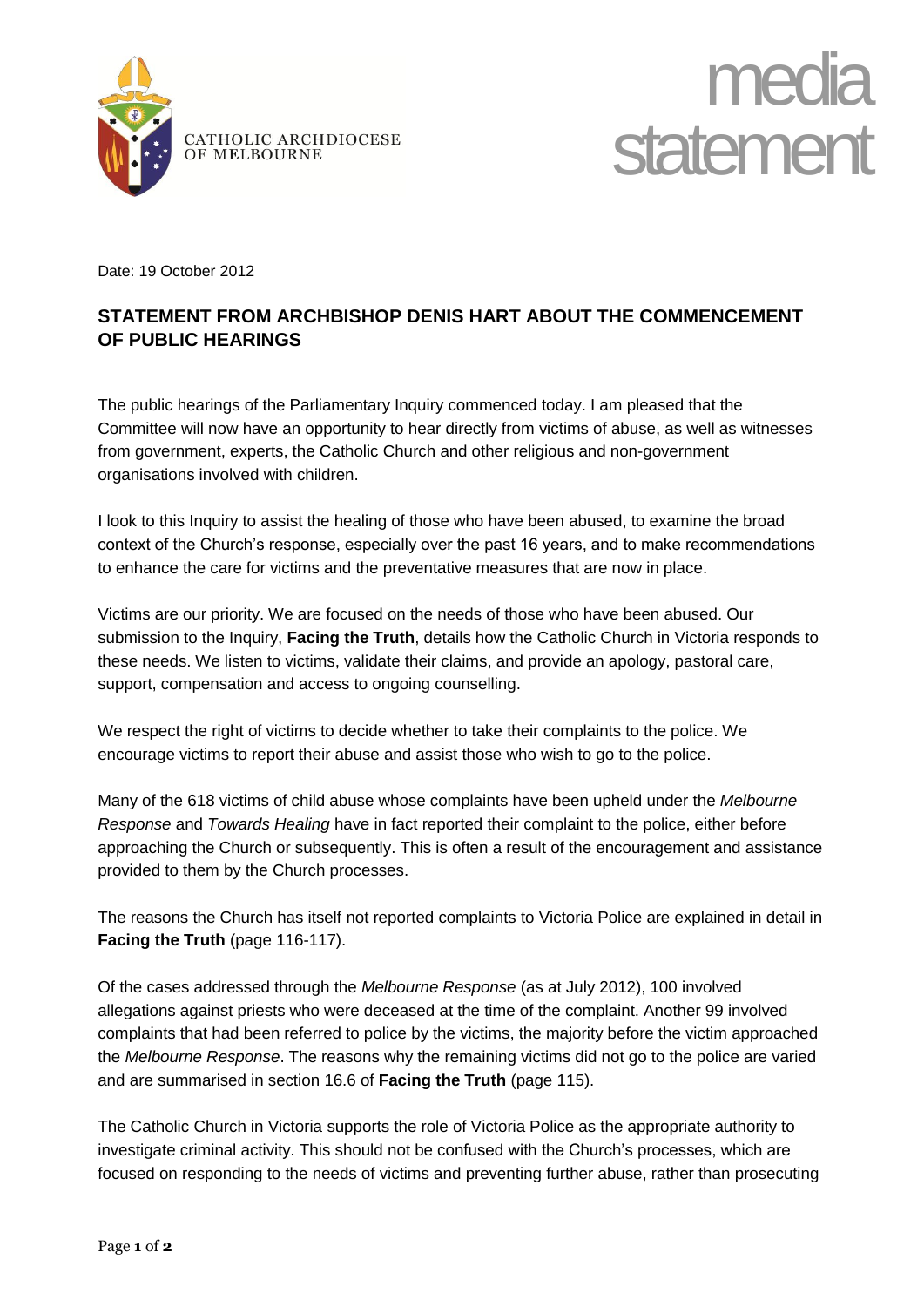CATHOLIC ARCHDIOCESE OF MELBOURNE

media statement

Date: 19 October 2012

## STATEMENT FROM ARCHBISHOP DENIS HART ABOUT THE COMMENCEMENT OF PUBLIC HEARINGS

The public hearings of the Parliamentary Inquiry commenced today. I am pleased that the Committee will now have an opportunity to hear directly from victims of abuse, as well as witnesses from government, experts, the Catholic Church and other religious and non-government organisations involved with children.

I look to this Inquiry to assist the healing of those who have been abused, to examine the broad context of the Church's response, especially over the past 16 years, and to make recommendations to enhance the care for victims and the preventative measures that are now in place.

Victims are our priority. We are focused on the needs of those who have been abused. Our submission to the Inquiry, **Facing the Truth**, details how the Catholic Church in Victoria responds to these needs. We listen to victims, validate their claims, and provide an apology, pastoral care, support, compensation and access to ongoing counselling.

We respect the right of victims to decide whether to take their complaints to the police. We encourage victims to report their abuse and assist those who wish to go to the police.

Many of the 618 victims of child abuse whose complaints have been upheld under the *Melbourne Response* and *Towards Healing* have in fact reported their complaint to the police, either before approaching the Church or subsequently. This is often a result of the encouragement and assistance provided to them by the Church processes.

The reasons the Church has itself not reported complaints to Victoria Police are explained in detail in **Facing the Truth** (page 116-117).

Of the cases addressed through the *Melbourne Response* (as at July 2012), 100 involved allegations against priests who were deceased at the time of the complaint. Another 99 involved complaints that had been referred to police by the victims, the majority before the victim approached the *Melbourne Response*. The reasons why the remaining victims did not go to the police are varied and are summarised in section 16.6 of **Facing the Truth** (page 115).

The Catholic Church in Victoria supports the role of Victoria Police as the appropriate authority to investigate criminal activity. This should not be confused with the Church's processes, which are focused on responding to the needs of victims and preventing further abuse, rather than prosecuting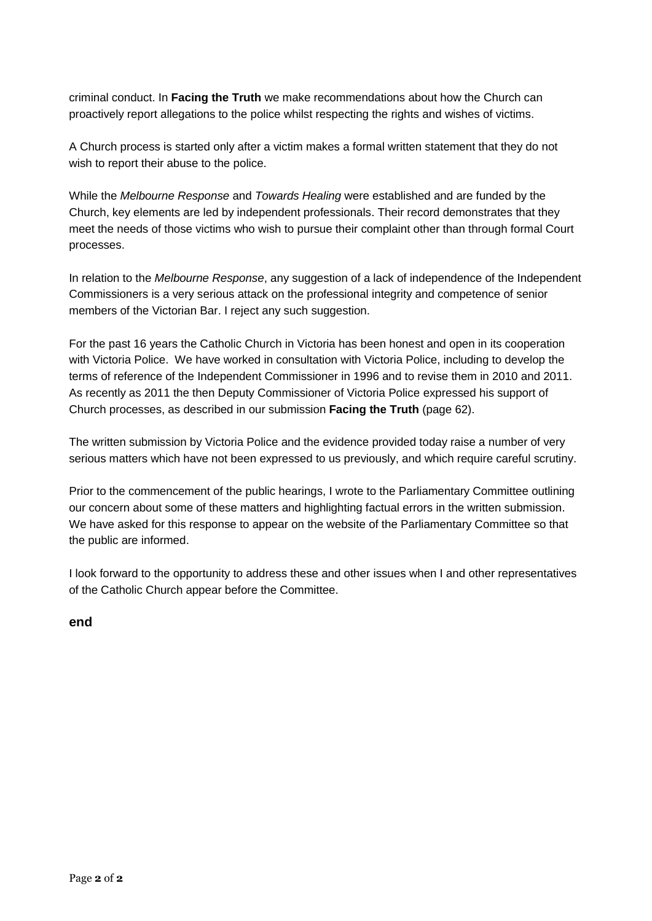criminal conduct. In **Facing the Truth** we make recommendations about how the Church can proactively report allegations to the police whilst respecting the rights and wishes of victims.

A Church process is started only after a victim makes a formal written statement that they do not wish to report their abuse to the police.

While the *Melbourne Response* and *Towards Healing* were established and are funded by the Church, key elements are led by independent professionals. Their record demonstrates that they meet the needs of those victims who wish to pursue their complaint other than through formal Court processes.

In relation to the *Melbourne Response*, any suggestion of a lack of independence of the Independent Commissioners is a very serious attack on the professional integrity and competence of senior members of the Victorian Bar. I reject any such suggestion.

For the past 16 years the Catholic Church in Victoria has been honest and open in its cooperation with Victoria Police. We have worked in consultation with Victoria Police, including to develop the terms of reference of the Independent Commissioner in 1996 and to revise them in 2010 and 2011. As recently as 2011 the then Deputy Commissioner of Victoria Police expressed his support of Church processes, as described in our submission **Facing the Truth** (page 62).

The written submission by Victoria Police and the evidence provided today raise a number of very serious matters which have not been expressed to us previously, and which require careful scrutiny.

Prior to the commencement of the public hearings, I wrote to the Parliamentary Committee outlining our concern about some of these matters and highlighting factual errors in the written submission. We have asked for this response to appear on the website of the Parliamentary Committee so that the public are informed.

I look forward to the opportunity to address these and other issues when I and other representatives of the Catholic Church appear before the Committee.

**end**